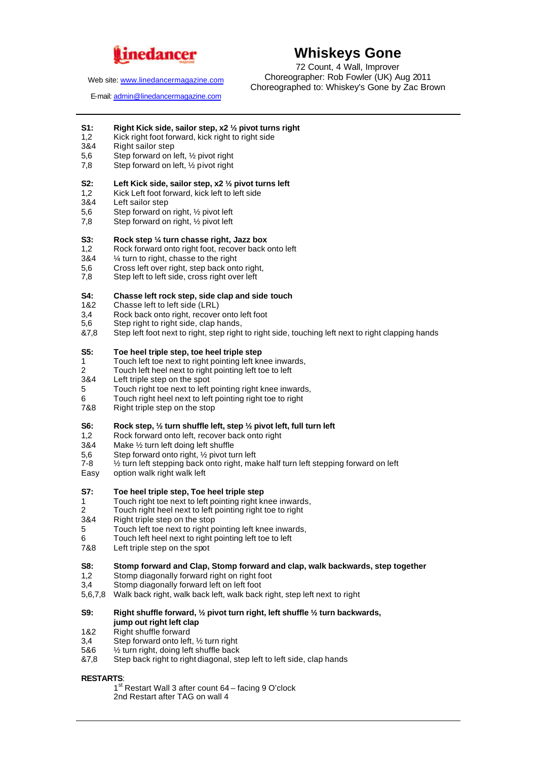**linedancer**

Web site: www.linedancermagazine.com

E-mail: admin@linedancermagazine.com

# Whiskeys Gone

72 Count, 4 Wall, Improver
Choreographer: Rob Fowler (UK) Aug 2011
Choreographed to: Whiskey's Gone by Zac Brown

---

**S1: Right Kick side, sailor step, x2 ½ pivot turns right**

| | |
|---|---|
| 1,2 | Kick right foot forward, kick right to right side |
| 3&4 | Right sailor step |
| 5,6 | Step forward on left, ½ pivot right |
| 7,8 | Step forward on left, ½ pivot right |

**S2: Left Kick side, sailor step, x2 ½ pivot turns left**

| | |
|---|---|
| 1,2 | Kick Left foot forward, kick left to left side |
| 3&4 | Left sailor step |
| 5,6 | Step forward on right, ½ pivot left |
| 7,8 | Step forward on right, ½ pivot left |

**S3: Rock step ¼ turn chasse right, Jazz box**

| | |
|---|---|
| 1,2 | Rock forward onto right foot, recover back onto left |
| 3&4 | ¼ turn to right, chasse to the right |
| 5,6 | Cross left over right, step back onto right, |
| 7,8 | Step left to left side, cross right over left |

**S4: Chasse left rock step, side clap and side touch**

| | |
|---|---|
| 1&2 | Chasse left to left side (LRL) |
| 3,4 | Rock back onto right, recover onto left foot |
| 5,6 | Step right to right side, clap hands, |
| &7,8 | Step left foot next to right, step right to right side, touching left next to right clapping hands |

**S5: Toe heel triple step, toe heel triple step**

| | |
|---|---|
| 1 | Touch left toe next to right pointing left knee inwards, |
| 2 | Touch left heel next to right pointing left toe to left |
| 3&4 | Left triple step on the spot |
| 5 | Touch right toe next to left pointing right knee inwards, |
| 6 | Touch right heel next to left pointing right toe to right |
| 7&8 | Right triple step on the stop |

**S6: Rock step, ½ turn shuffle left, step ½ pivot left, full turn left**

| | |
|---|---|
| 1,2 | Rock forward onto left, recover back onto right |
| 3&4 | Make ½ turn left doing left shuffle |
| 5,6 | Step forward onto right, ½ pivot turn left |
| 7-8 | ½ turn left stepping back onto right, make half turn left stepping forward on left |
| Easy | option walk right walk left |

**S7: Toe heel triple step, Toe heel triple step**

| | |
|---|---|
| 1 | Touch right toe next to left pointing right knee inwards, |
| 2 | Touch right heel next to left pointing right toe to right |
| 3&4 | Right triple step on the stop |
| 5 | Touch left toe next to right pointing left knee inwards, |
| 6 | Touch left heel next to right pointing left toe to left |
| 7&8 | Left triple step on the spot |

**S8: Stomp forward and Clap, Stomp forward and clap, walk backwards, step together**

| | |
|---|---|
| 1,2 | Stomp diagonally forward right on right foot |
| 3,4 | Stomp diagonally forward left on left foot |
| 5,6,7,8 | Walk back right, walk back left, walk back right, step left next to right |

**S9: Right shuffle forward, ½ pivot turn right, left shuffle ½ turn backwards, jump out right left clap**

| | |
|---|---|
| 1&2 | Right shuffle forward |
| 3,4 | Step forward onto left, ½ turn right |
| 5&6 | ½ turn right, doing left shuffle back |
| &7,8 | Step back right to right diagonal, step left to left side, clap hands |

**RESTARTS**:

1st Restart Wall 3 after count 64 – facing 9 O'clock
2nd Restart after TAG on wall 4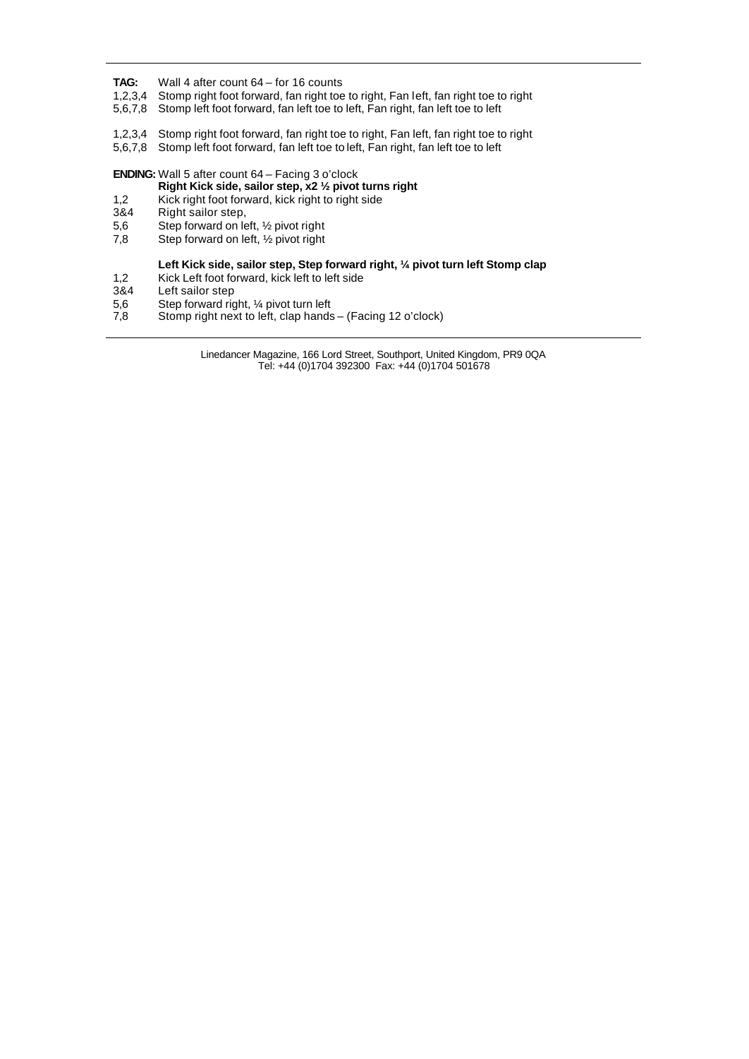**TAG:** Wall 4 after count 64 – for 16 counts

1,2,3,4 Stomp right foot forward, fan right toe to right, Fan left, fan right toe to right
5,6,7,8 Stomp left foot forward, fan left toe to left, Fan right, fan left toe to left

1,2,3,4 Stomp right foot forward, fan right toe to right, Fan left, fan right toe to right
5,6,7,8 Stomp left foot forward, fan left toe to left, Fan right, fan left toe to left

**ENDING:** Wall 5 after count 64 – Facing 3 o'clock

**Right Kick side, sailor step, x2 ½ pivot turns right**

1,2 Kick right foot forward, kick right to right side
3&4 Right sailor step,
5,6 Step forward on left, ½ pivot right
7,8 Step forward on left, ½ pivot right

**Left Kick side, sailor step, Step forward right, ¼ pivot turn left Stomp clap**

1,2 Kick Left foot forward, kick left to left side
3&4 Left sailor step
5,6 Step forward right, ¼ pivot turn left
7,8 Stomp right next to left, clap hands – (Facing 12 o'clock)

Linedancer Magazine, 166 Lord Street, Southport, United Kingdom, PR9 0QA
Tel: +44 (0)1704 392300 Fax: +44 (0)1704 501678